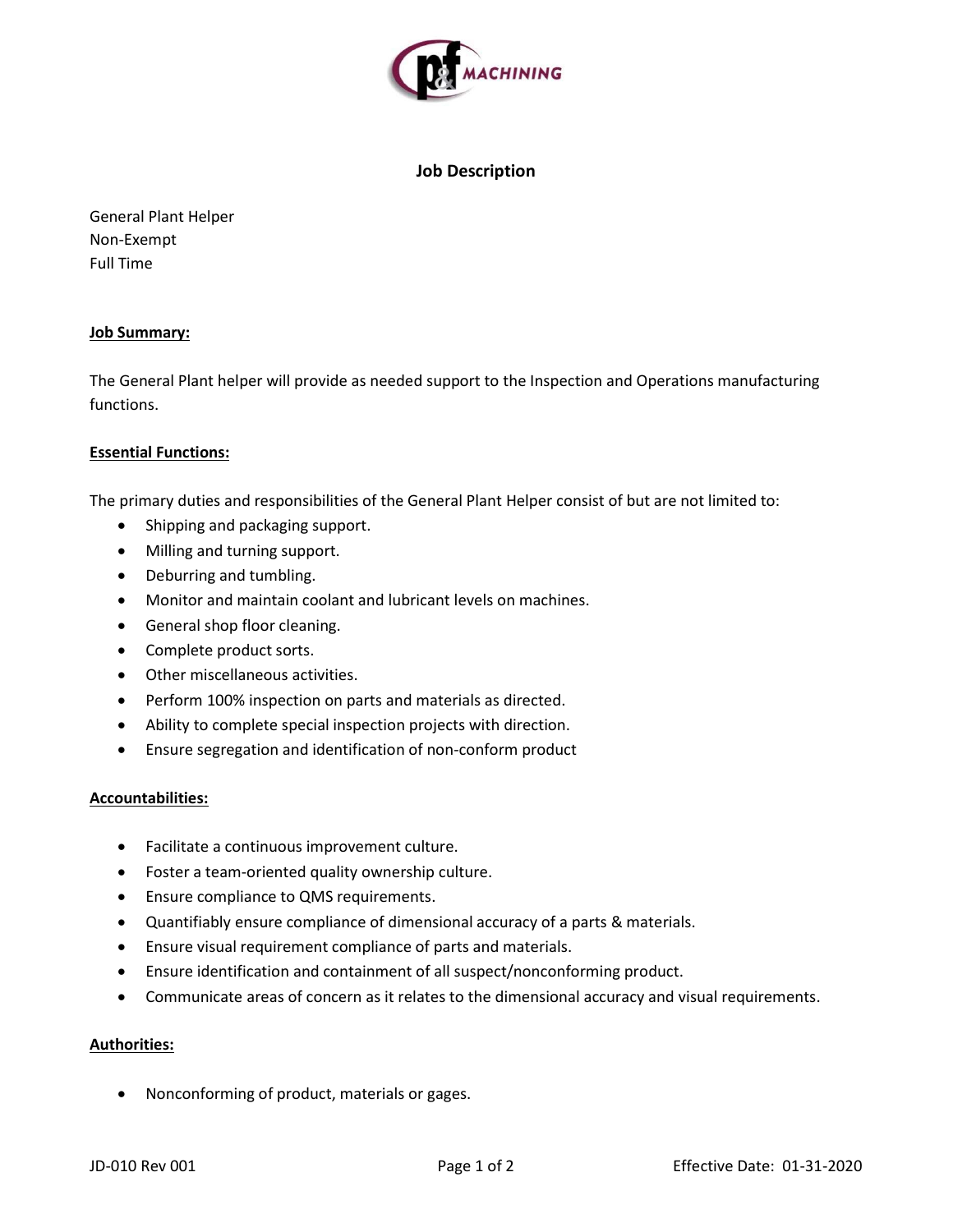# Job Description

General Plant Helper
Non-Exempt
Full Time

## Job Summary:

The General Plant helper will provide as needed support to the Inspection and Operations manufacturing functions.

## Essential Functions:

The primary duties and responsibilities of the General Plant Helper consist of but are not limited to:

- Shipping and packaging support.
- Milling and turning support.
- Deburring and tumbling.
- Monitor and maintain coolant and lubricant levels on machines.
- General shop floor cleaning.
- Complete product sorts.
- Other miscellaneous activities.
- Perform 100% inspection on parts and materials as directed.
- Ability to complete special inspection projects with direction.
- Ensure segregation and identification of non-conform product

## Accountabilities:

- Facilitate a continuous improvement culture.
- Foster a team-oriented quality ownership culture.
- Ensure compliance to QMS requirements.
- Quantifiably ensure compliance of dimensional accuracy of a parts & materials.
- Ensure visual requirement compliance of parts and materials.
- Ensure identification and containment of all suspect/nonconforming product.
- Communicate areas of concern as it relates to the dimensional accuracy and visual requirements.

## Authorities:

- Nonconforming of product, materials or gages.

JD-010 Rev 001 Effective Date: 01-31-2020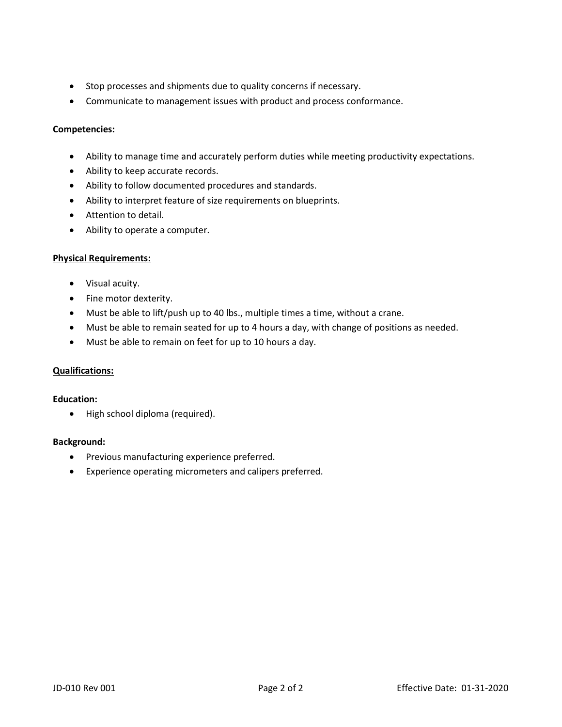- Stop processes and shipments due to quality concerns if necessary.
- Communicate to management issues with product and process conformance.

**Competencies:**

- Ability to manage time and accurately perform duties while meeting productivity expectations.
- Ability to keep accurate records.
- Ability to follow documented procedures and standards.
- Ability to interpret feature of size requirements on blueprints.
- Attention to detail.
- Ability to operate a computer.

**Physical Requirements:**

- Visual acuity.
- Fine motor dexterity.
- Must be able to lift/push up to 40 lbs., multiple times a time, without a crane.
- Must be able to remain seated for up to 4 hours a day, with change of positions as needed.
- Must be able to remain on feet for up to 10 hours a day.

**Qualifications:**

**Education:**

- High school diploma (required).

**Background:**

- Previous manufacturing experience preferred.
- Experience operating micrometers and calipers preferred.